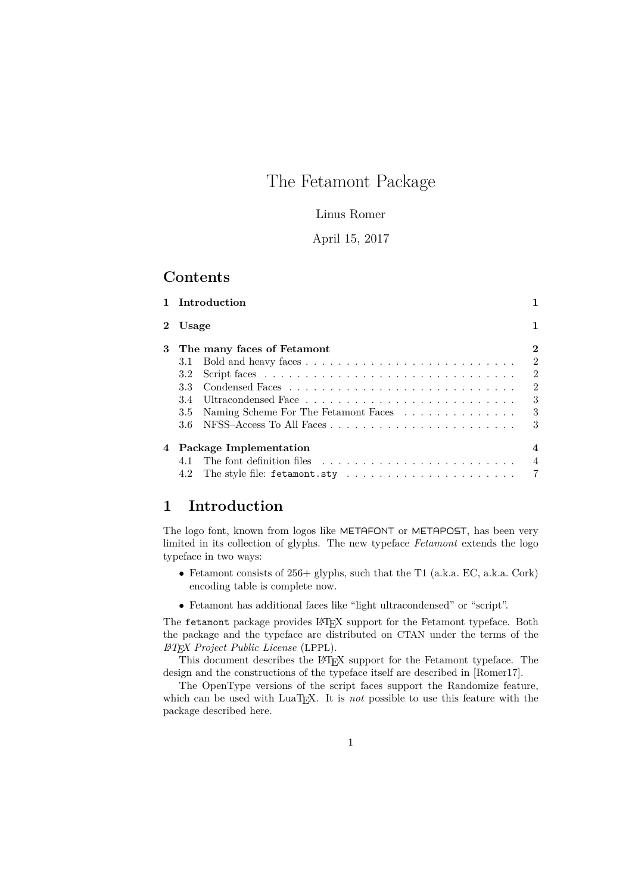# The Fetamont Package

Linus Romer

April 15, 2017

## Contents

| | | |
|---|---|---|
| **1** | **Introduction** | **1** |
| **2** | **Usage** | **1** |
| **3** | **The many faces of Fetamont** | **2** |
| | 3.1 Bold and heavy faces | 2 |
| | 3.2 Script faces | 2 |
| | 3.3 Condensed Faces | 2 |
| | 3.4 Ultracondensed Face | 3 |
| | 3.5 Naming Scheme For The Fetamont Faces | 3 |
| | 3.6 NFSS–Access To All Faces | 3 |
| **4** | **Package Implementation** | **4** |
| | 4.1 The font definition files | 4 |
| | 4.2 The style file: `fetamont.sty` | 7 |

## 1 Introduction

The logo font, known from logos like METAFONT or METAPOST, has been very limited in its collection of glyphs. The new typeface *Fetamont* extends the logo typeface in two ways:

- Fetamont consists of 256+ glyphs, such that the T1 (a.k.a. EC, a.k.a. Cork) encoding table is complete now.
- Fetamont has additional faces like "light ultracondensed" or "script".

The `fetamont` package provides LaTeX support for the Fetamont typeface. Both the package and the typeface are distributed on CTAN under the terms of the *LaTeX Project Public License* (LPPL).

This document describes the LaTeX support for the Fetamont typeface. The design and the constructions of the typeface itself are described in [Romer17].

The OpenType versions of the script faces support the Randomize feature, which can be used with LuaTeX. It is *not* possible to use this feature with the package described here.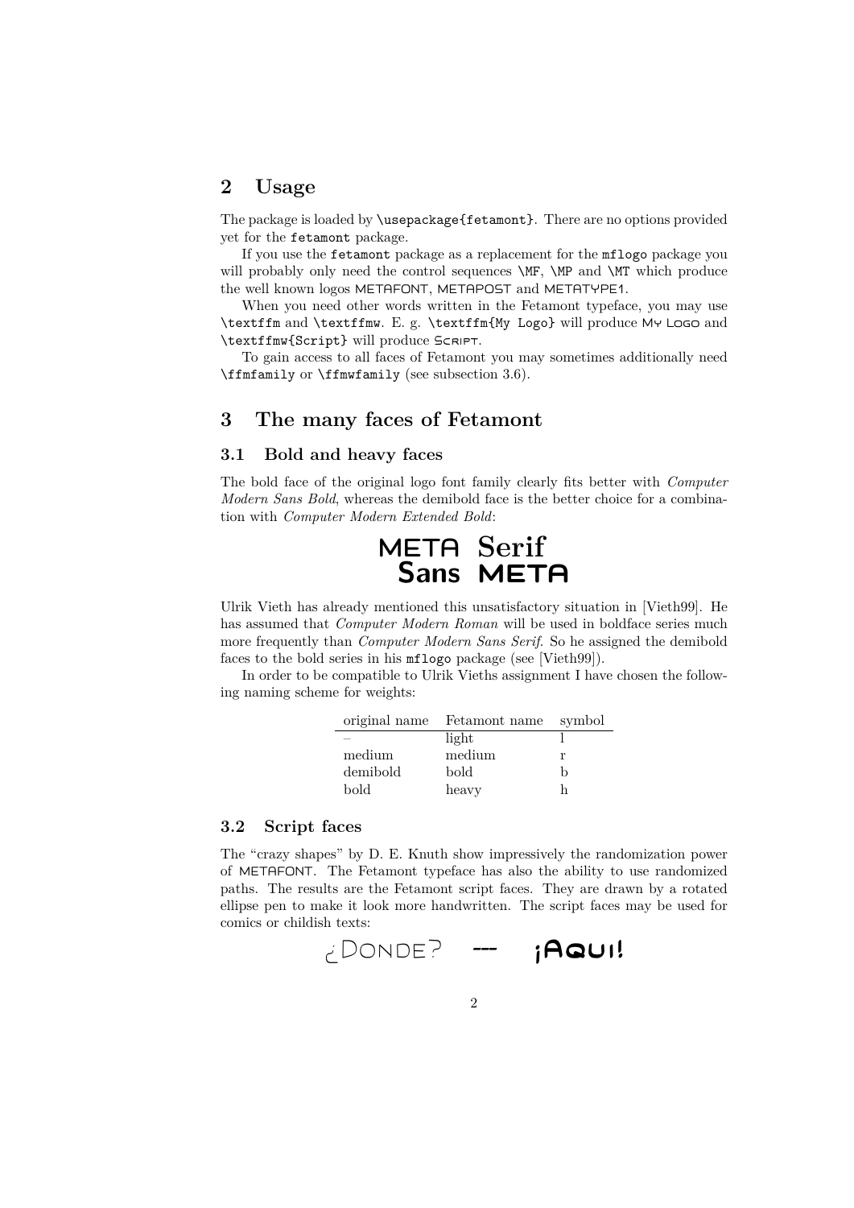## 2 Usage

The package is loaded by `\usepackage{fetamont}`. There are no options provided yet for the `fetamont` package.

If you use the `fetamont` package as a replacement for the `mflogo` package you will probably only need the control sequences `\MF`, `\MP` and `\MT` which produce the well known logos METAFONT, METAPOST and METATYPE1.

When you need other words written in the Fetamont typeface, you may use `\textffm` and `\textffmw`. E. g. `\textffm{My Logo}` will produce My Logo and `\textffmw{Script}` will produce Script.

To gain access to all faces of Fetamont you may sometimes additionally need `\ffmfamily` or `\ffmwfamily` (see subsection 3.6).

## 3 The many faces of Fetamont

### 3.1 Bold and heavy faces

The bold face of the original logo font family clearly fits better with *Computer Modern Sans Bold*, whereas the demibold face is the better choice for a combination with *Computer Modern Extended Bold*:

**META Serif**
**Sans META**

Ulrik Vieth has already mentioned this unsatisfactory situation in [Vieth99]. He has assumed that *Computer Modern Roman* will be used in boldface series much more frequently than *Computer Modern Sans Serif*. So he assigned the demibold faces to the bold series in his `mflogo` package (see [Vieth99]).

In order to be compatible to Ulrik Vieths assignment I have chosen the following naming scheme for weights:

| original name | Fetamont name | symbol |
|---|---|---|
| – | light | l |
| medium | medium | r |
| demibold | bold | b |
| bold | heavy | h |

### 3.2 Script faces

The "crazy shapes" by D. E. Knuth show impressively the randomization power of METAFONT. The Fetamont typeface has also the ability to use randomized paths. The results are the Fetamont script faces. They are drawn by a rotated ellipse pen to make it look more handwritten. The script faces may be used for comics or childish texts:

¿Donde? — ¡Aqui!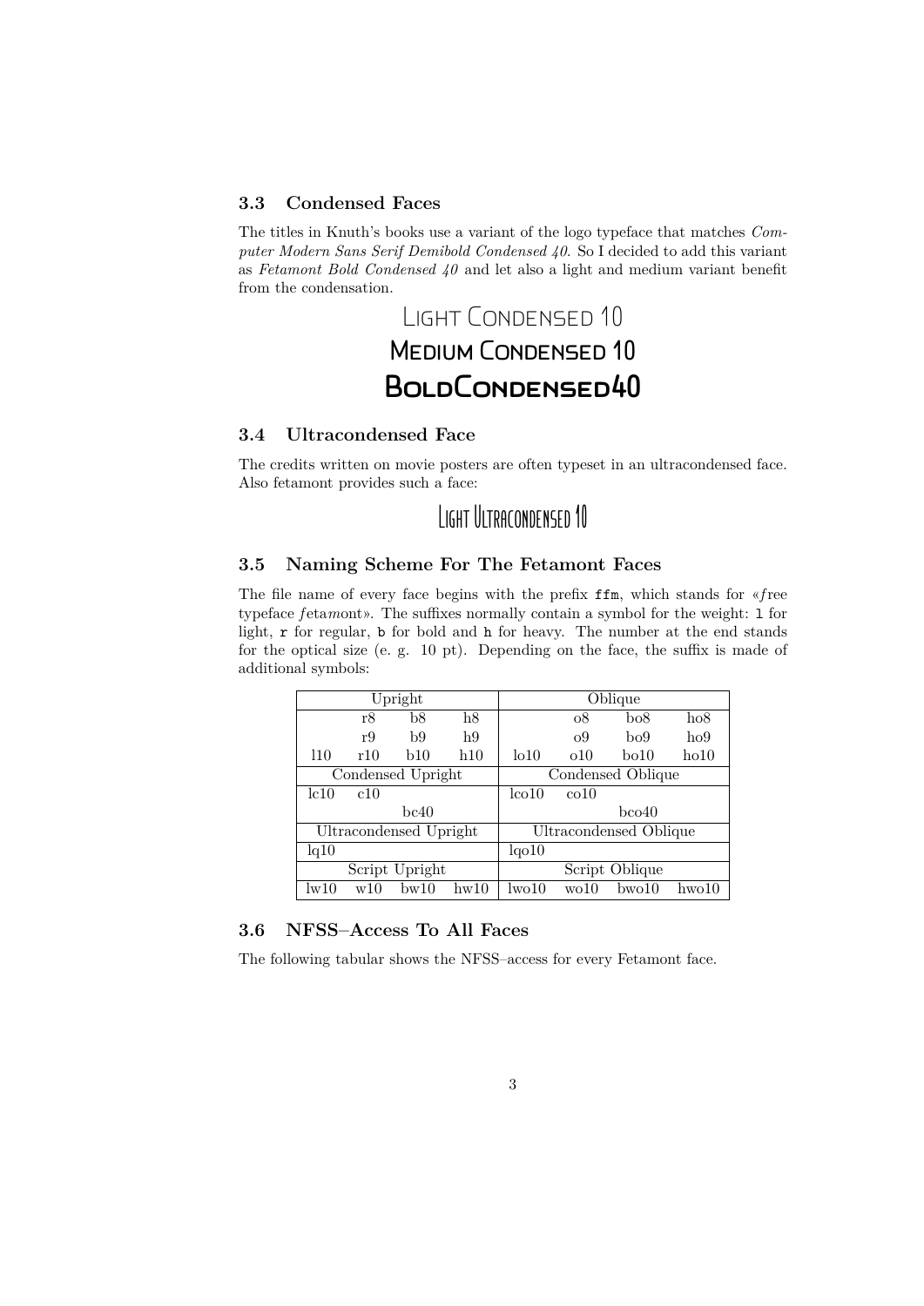### 3.3 Condensed Faces

The titles in Knuth's books use a variant of the logo typeface that matches *Computer Modern Sans Serif Demibold Condensed 40*. So I decided to add this variant as *Fetamont Bold Condensed 40* and let also a light and medium variant benefit from the condensation.

Light Condensed 10

Medium Condensed 10

BoldCondensed40

### 3.4 Ultracondensed Face

The credits written on movie posters are often typeset in an ultracondensed face. Also fetamont provides such a face:

Light Ultracondensed 10

### 3.5 Naming Scheme For The Fetamont Faces

The file name of every face begins with the prefix `ffm`, which stands for «*f*ree typeface *f*eta*m*ont». The suffixes normally contain a symbol for the weight: `l` for light, `r` for regular, `b` for bold and `h` for heavy. The number at the end stands for the optical size (e. g. 10 pt). Depending on the face, the suffix is made of additional symbols:

| Upright | | | | Oblique | | | |
|---|---|---|---|---|---|---|---|
| | r8 | b8 | h8 | | o8 | bo8 | ho8 |
| | r9 | b9 | h9 | | o9 | bo9 | ho9 |
| l10 | r10 | b10 | h10 | lo10 | o10 | bo10 | ho10 |
| Condensed Upright | | | | Condensed Oblique | | | |
| lc10 | c10 | | | lco10 | co10 | | |
| bc40 | | | | bco40 | | | |
| Ultracondensed Upright | | | | Ultracondensed Oblique | | | |
| lq10 | | | | lqo10 | | | |
| Script Upright | | | | Script Oblique | | | |
| lw10 | w10 | bw10 | hw10 | lwo10 | wo10 | bwo10 | hwo10 |

### 3.6 NFSS–Access To All Faces

The following tabular shows the NFSS–access for every Fetamont face.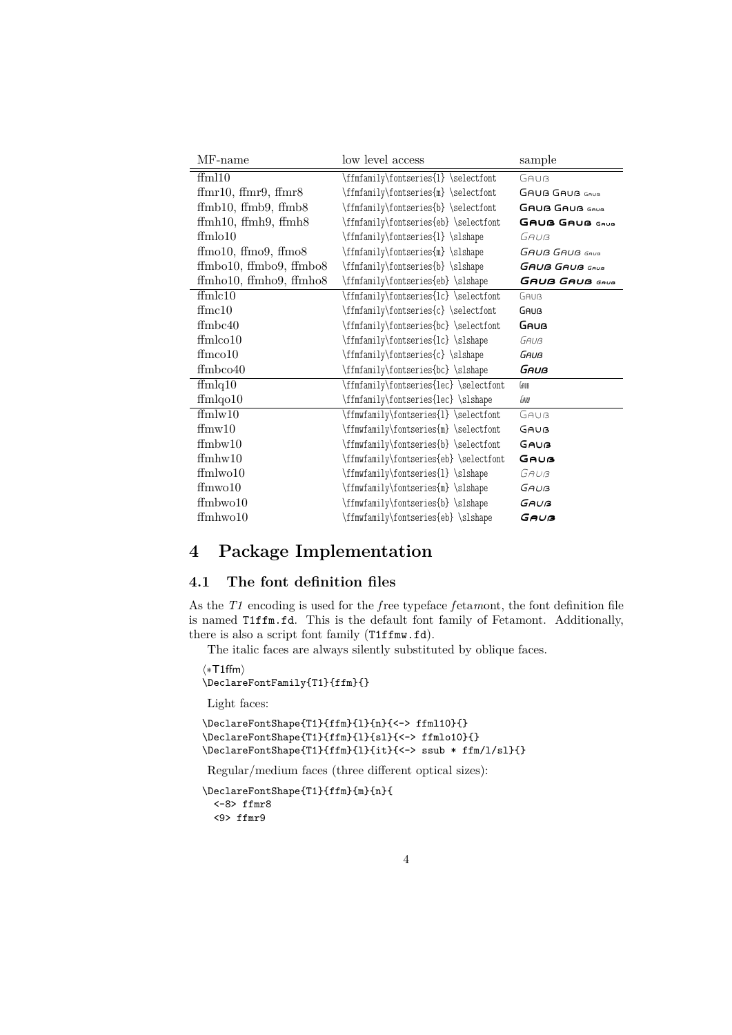| MF-name | low level access | sample |
|---|---|---|
| ffml10 | \ffmfamily\fontseries{l} \selectfont | GAUB |
| ffmr10, ffmr9, ffmr8 | \ffmfamily\fontseries{m} \selectfont | GAUB GAUB GAUB |
| ffmb10, ffmb9, ffmb8 | \ffmfamily\fontseries{b} \selectfont | GAUB GAUB GAUB |
| ffmh10, ffmh9, ffmh8 | \ffmfamily\fontseries{eb} \selectfont | GAUB GAUB GAUB |
| ffmlo10 | \ffmfamily\fontseries{l} \slshape | GAUB |
| ffmo10, ffmo9, ffmo8 | \ffmfamily\fontseries{m} \slshape | GAUB GAUB GAUB |
| ffmbo10, ffmbo9, ffmbo8 | \ffmfamily\fontseries{b} \slshape | GAUB GAUB GAUB |
| ffmho10, ffmho9, ffmho8 | \ffmfamily\fontseries{eb} \slshape | GAUB GAUB GAUB |
| ffmlc10 | \ffmfamily\fontseries{lc} \selectfont | GAUB |
| ffmc10 | \ffmfamily\fontseries{c} \selectfont | GAUB |
| ffmbc40 | \ffmfamily\fontseries{bc} \selectfont | GAUB |
| ffmlco10 | \ffmfamily\fontseries{lc} \slshape | GAUB |
| ffmco10 | \ffmfamily\fontseries{c} \slshape | GAUB |
| ffmbco40 | \ffmfamily\fontseries{bc} \slshape | GAUB |
| ffmlq10 | \ffmfamily\fontseries{lec} \selectfont | GAUB |
| ffmlqo10 | \ffmfamily\fontseries{lec} \slshape | GAUB |
| ffmlw10 | \ffmwfamily\fontseries{l} \selectfont | GAUB |
| ffmw10 | \ffmwfamily\fontseries{m} \selectfont | GAUB |
| ffmbw10 | \ffmwfamily\fontseries{b} \selectfont | GAUB |
| ffmhw10 | \ffmwfamily\fontseries{eb} \selectfont | GAUB |
| ffmlwo10 | \ffmwfamily\fontseries{l} \slshape | GAUB |
| ffmwo10 | \ffmwfamily\fontseries{m} \slshape | GAUB |
| ffmbwo10 | \ffmwfamily\fontseries{b} \slshape | GAUB |
| ffmhwo10 | \ffmwfamily\fontseries{eb} \slshape | GAUB |

# 4 Package Implementation

## 4.1 The font definition files

As the *T1* encoding is used for the *f*ree typeface *f*eta*m*ont, the font definition file is named `T1ffm.fd`. This is the default font family of Fetamont. Additionally, there is also a script font family (`T1ffmw.fd`).

The italic faces are always silently substituted by oblique faces.

```
⟨*T1ffm⟩
\DeclareFontFamily{T1}{ffm}{}
```

Light faces:

```
\DeclareFontShape{T1}{ffm}{l}{n}{<-> ffml10}{}
\DeclareFontShape{T1}{ffm}{l}{sl}{<-> ffmlo10}{}
\DeclareFontShape{T1}{ffm}{l}{it}{<-> ssub * ffm/l/sl}{}
```

Regular/medium faces (three different optical sizes):

```
\DeclareFontShape{T1}{ffm}{m}{n}{
  <-8> ffmr8
  <9> ffmr9
```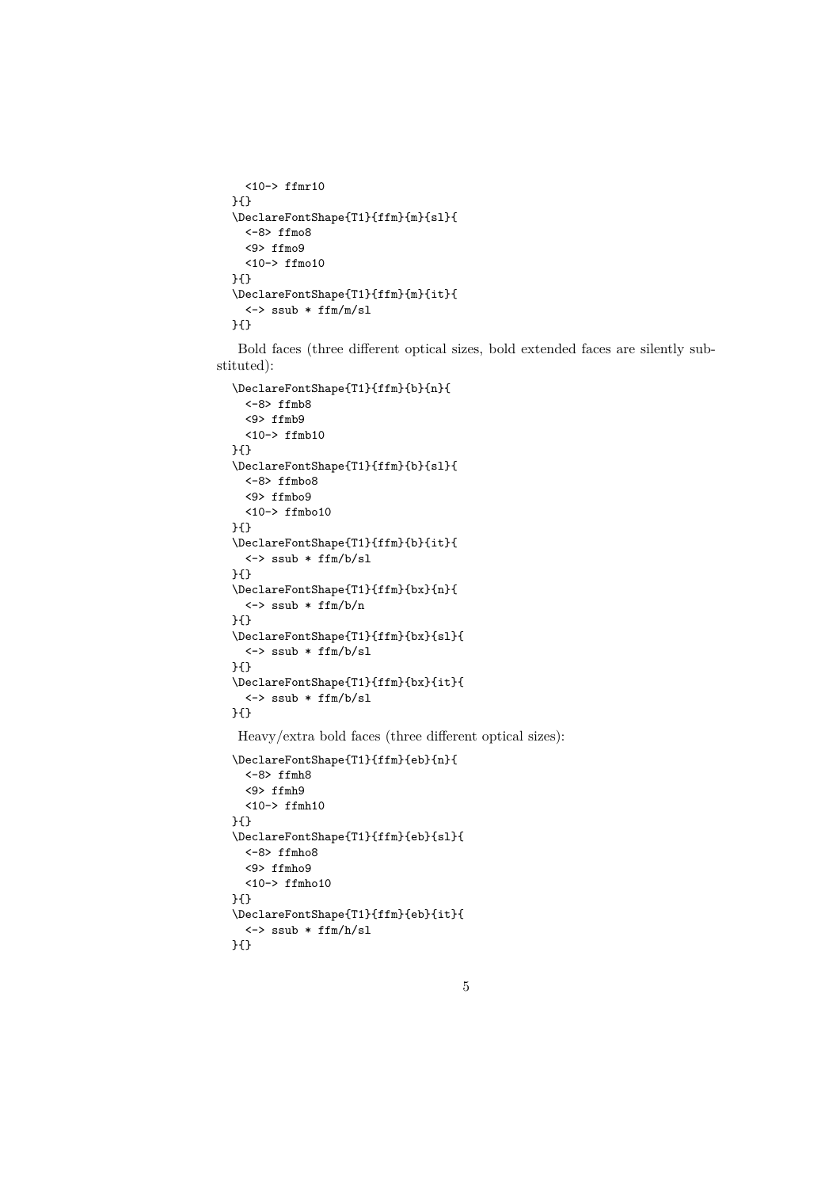```
    <10-> ffmr10
  }{}
  \DeclareFontShape{T1}{ffm}{m}{sl}{
    <-8> ffmo8
    <9> ffmo9
    <10-> ffmo10
  }{}
  \DeclareFontShape{T1}{ffm}{m}{it}{
    <-> ssub * ffm/m/sl
  }{}
```

Bold faces (three different optical sizes, bold extended faces are silently substituted):

```
  \DeclareFontShape{T1}{ffm}{b}{n}{
    <-8> ffmb8
    <9> ffmb9
    <10-> ffmb10
  }{}
  \DeclareFontShape{T1}{ffm}{b}{sl}{
    <-8> ffmbo8
    <9> ffmbo9
    <10-> ffmbo10
  }{}
  \DeclareFontShape{T1}{ffm}{b}{it}{
    <-> ssub * ffm/b/sl
  }{}
  \DeclareFontShape{T1}{ffm}{bx}{n}{
    <-> ssub * ffm/b/n
  }{}
  \DeclareFontShape{T1}{ffm}{bx}{sl}{
    <-> ssub * ffm/b/sl
  }{}
  \DeclareFontShape{T1}{ffm}{bx}{it}{
    <-> ssub * ffm/b/sl
  }{}
```

Heavy/extra bold faces (three different optical sizes):

```
  \DeclareFontShape{T1}{ffm}{eb}{n}{
    <-8> ffmh8
    <9> ffmh9
    <10-> ffmh10
  }{}
  \DeclareFontShape{T1}{ffm}{eb}{sl}{
    <-8> ffmho8
    <9> ffmho9
    <10-> ffmho10
  }{}
  \DeclareFontShape{T1}{ffm}{eb}{it}{
    <-> ssub * ffm/h/sl
  }{}
```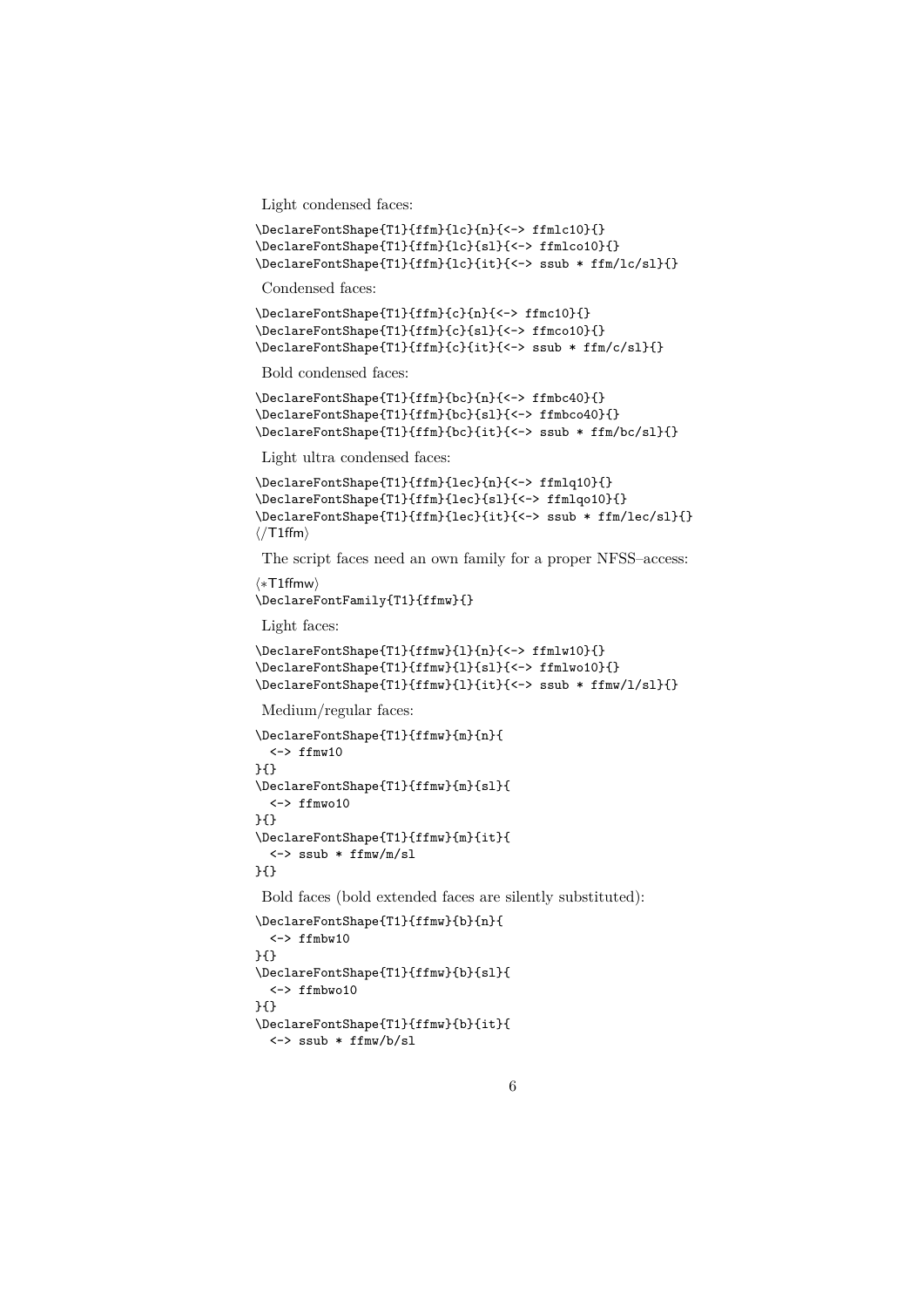Light condensed faces:

```
\DeclareFontShape{T1}{ffm}{lc}{n}{<-> ffmlc10}{}
\DeclareFontShape{T1}{ffm}{lc}{sl}{<-> ffmlco10}{}
\DeclareFontShape{T1}{ffm}{lc}{it}{<-> ssub * ffm/lc/sl}{}
```

Condensed faces:

```
\DeclareFontShape{T1}{ffm}{c}{n}{<-> ffmc10}{}
\DeclareFontShape{T1}{ffm}{c}{sl}{<-> ffmco10}{}
\DeclareFontShape{T1}{ffm}{c}{it}{<-> ssub * ffm/c/sl}{}
```

Bold condensed faces:

```
\DeclareFontShape{T1}{ffm}{bc}{n}{<-> ffmbc40}{}
\DeclareFontShape{T1}{ffm}{bc}{sl}{<-> ffmbco40}{}
\DeclareFontShape{T1}{ffm}{bc}{it}{<-> ssub * ffm/bc/sl}{}
```

Light ultra condensed faces:

```
\DeclareFontShape{T1}{ffm}{lec}{n}{<-> ffmlq10}{}
\DeclareFontShape{T1}{ffm}{lec}{sl}{<-> ffmlqo10}{}
\DeclareFontShape{T1}{ffm}{lec}{it}{<-> ssub * ffm/lec/sl}{}
⟨/T1ffm⟩
```

The script faces need an own family for a proper NFSS–access:

```
⟨*T1ffmw⟩
\DeclareFontFamily{T1}{ffmw}{}
```

Light faces:

```
\DeclareFontShape{T1}{ffmw}{l}{n}{<-> ffmlw10}{}
\DeclareFontShape{T1}{ffmw}{l}{sl}{<-> ffmlwo10}{}
\DeclareFontShape{T1}{ffmw}{l}{it}{<-> ssub * ffmw/l/sl}{}
```

Medium/regular faces:

```
\DeclareFontShape{T1}{ffmw}{m}{n}{
  <-> ffmw10
}{}
\DeclareFontShape{T1}{ffmw}{m}{sl}{
  <-> ffmwo10
}{}
\DeclareFontShape{T1}{ffmw}{m}{it}{
  <-> ssub * ffmw/m/sl
}{}
```

Bold faces (bold extended faces are silently substituted):

```
\DeclareFontShape{T1}{ffmw}{b}{n}{
  <-> ffmbw10
}{}
\DeclareFontShape{T1}{ffmw}{b}{sl}{
  <-> ffmbwo10
}{}
\DeclareFontShape{T1}{ffmw}{b}{it}{
  <-> ssub * ffmw/b/sl
```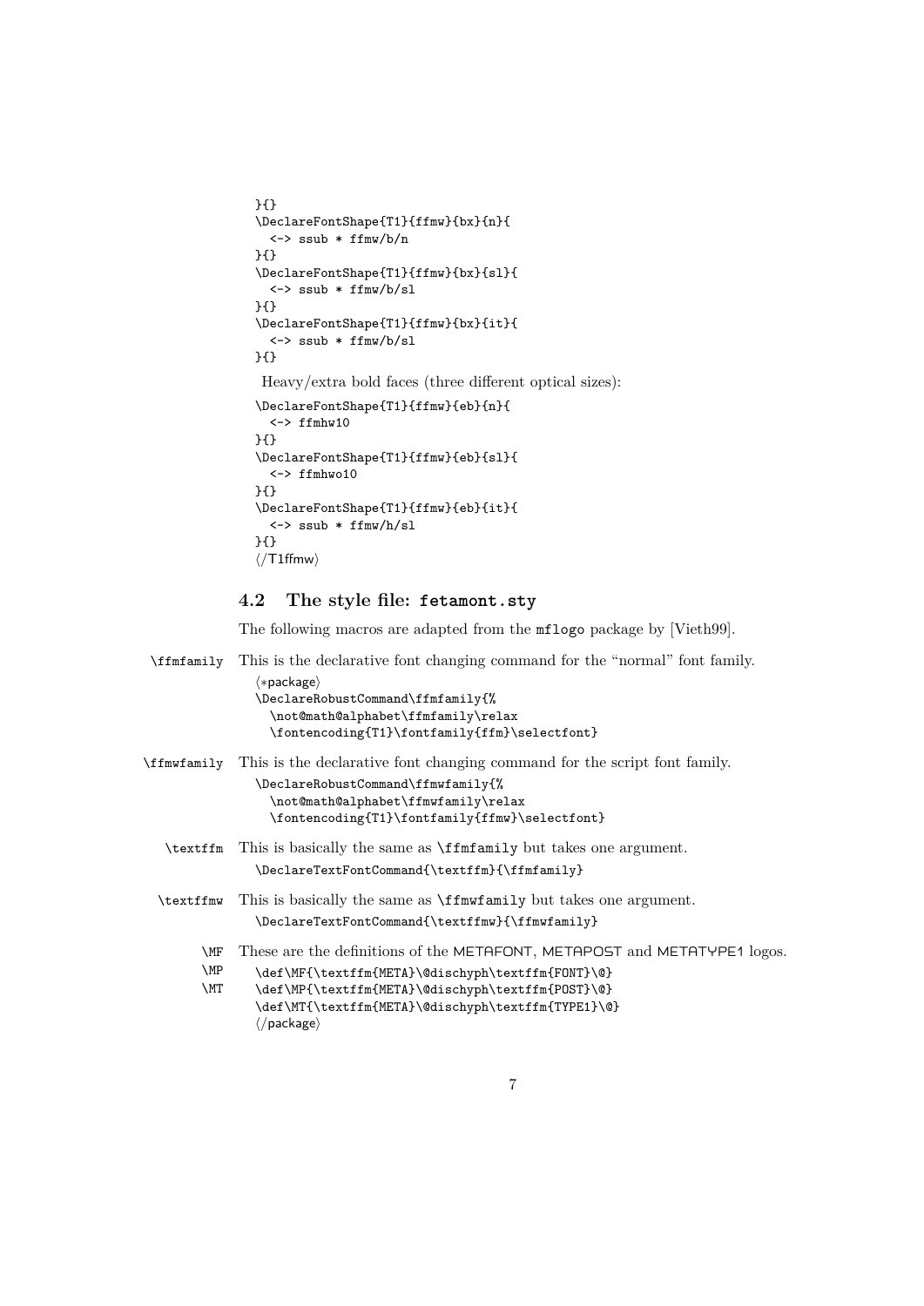```
}{}
\DeclareFontShape{T1}{ffmw}{bx}{n}{
  <-> ssub * ffmw/b/n
}{}
\DeclareFontShape{T1}{ffmw}{bx}{sl}{
  <-> ssub * ffmw/b/sl
}{}
\DeclareFontShape{T1}{ffmw}{bx}{it}{
  <-> ssub * ffmw/b/sl
}{}
```

Heavy/extra bold faces (three different optical sizes):

```
\DeclareFontShape{T1}{ffmw}{eb}{n}{
  <-> ffmhw10
}{}
\DeclareFontShape{T1}{ffmw}{eb}{sl}{
  <-> ffmhwo10
}{}
\DeclareFontShape{T1}{ffmw}{eb}{it}{
  <-> ssub * ffmw/h/sl
}{}
⟨/T1ffmw⟩
```

## 4.2 The style file: `fetamont.sty`

The following macros are adapted from the `mflogo` package by [Vieth99].

`\ffmfamily` This is the declarative font changing command for the "normal" font family.

```
⟨*package⟩
\DeclareRobustCommand\ffmfamily{%
  \not@math@alphabet\ffmfamily\relax
  \fontencoding{T1}\fontfamily{ffm}\selectfont}
```

`\ffmwfamily` This is the declarative font changing command for the script font family.

```
\DeclareRobustCommand\ffmwfamily{%
  \not@math@alphabet\ffmwfamily\relax
  \fontencoding{T1}\fontfamily{ffmw}\selectfont}
```

`\textffm` This is basically the same as `\ffmfamily` but takes one argument.

```
\DeclareTextFontCommand{\textffm}{\ffmfamily}
```

`\textffmw` This is basically the same as `\ffmwfamily` but takes one argument.

```
\DeclareTextFontCommand{\textffmw}{\ffmwfamily}
```

`\MF` `\MP` `\MT` These are the definitions of the METAFONT, METAPOST and METATYPE1 logos.

```
\def\MF{\textffm{META}\@dischyph\textffm{FONT}\@}
\def\MP{\textffm{META}\@dischyph\textffm{POST}\@}
\def\MT{\textffm{META}\@dischyph\textffm{TYPE1}\@}
⟨/package⟩
```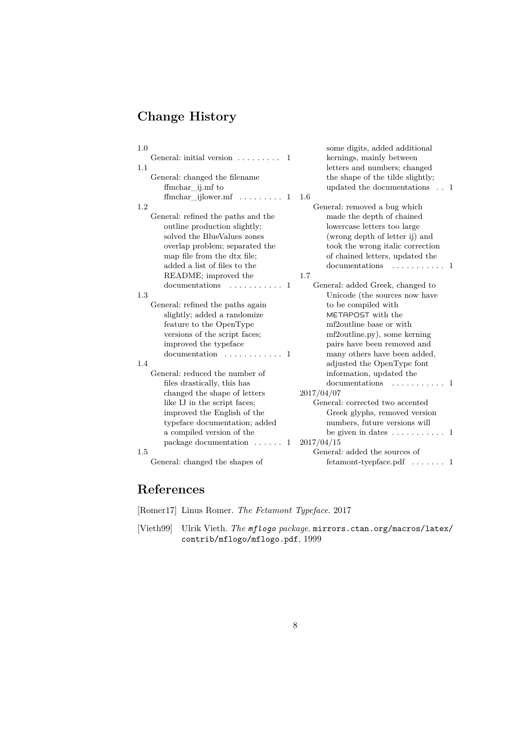## Change History

1.0
General: initial version . . . . . . . . . 1

1.1
General: changed the filename ffmchar_ij.mf to ffmchar_ijlower.mf . . . . . . . . . 1

1.2
General: refined the paths and the outline production slightly; solved the BlueValues zones overlap problem; separated the map file from the dtx file; added a list of files to the README; improved the documentations . . . . . . . . . . . 1

1.3
General: refined the paths again slightly; added a randomize feature to the OpenType versions of the script faces; improved the typeface documentation . . . . . . . . . . . . 1

1.4
General: reduced the number of files drastically, this has changed the shape of letters like IJ in the script faces; improved the English of the typeface documentation; added a compiled version of the package documentation . . . . . . 1

1.5
General: changed the shapes of some digits, added additional kernings, mainly between letters and numbers; changed the shape of the tilde slightly; updated the documentations . . 1

1.6
General: removed a bug which made the depth of chained lowercase letters too large (wrong depth of letter ij) and took the wrong italic correction of chained letters, updated the documentations . . . . . . . . . . . 1

1.7
General: added Greek, changed to Unicode (the sources now have to be compiled with METAPOST with the mf2outline base or with mf2outline.py), some kerning pairs have been removed and many others have been added, adjusted the OpenType font information, updated the documentations . . . . . . . . . . . 1

2017/04/07
General: corrected two accented Greek glyphs, removed version numbers, future versions will be given in dates . . . . . . . . . . . 1

2017/04/15
General: added the sources of fetamont-tyepface.pdf . . . . . . . 1

## References

[Romer17] Linus Romer. *The Fetamont Typeface.* 2017

[Vieth99] Ulrik Vieth. *The mflogo package.* `mirrors.ctan.org/macros/latex/contrib/mflogo/mflogo.pdf`, 1999